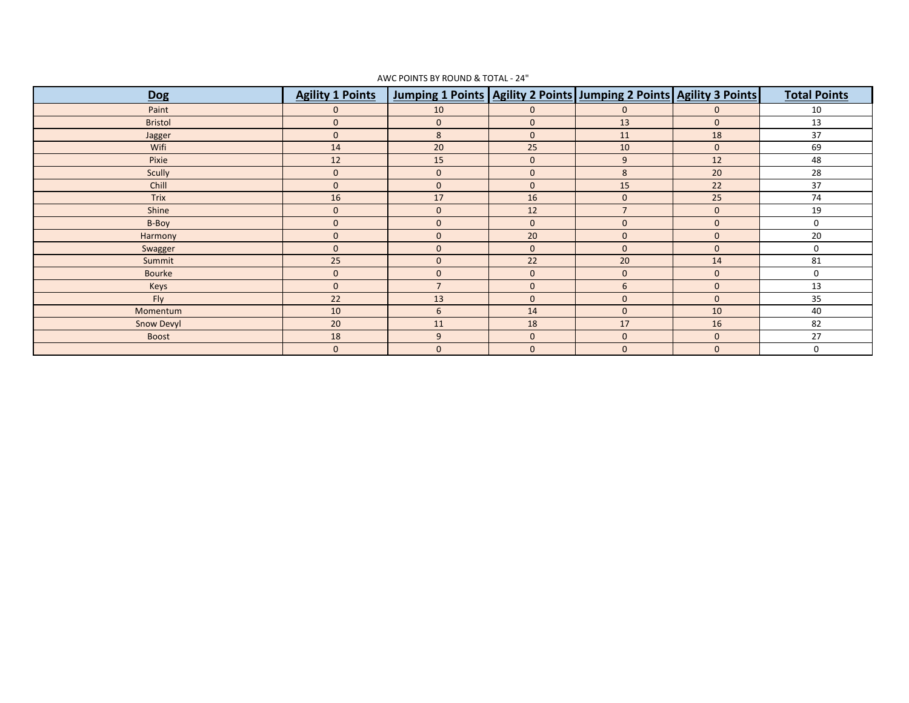AWC POINTS BY ROUND & TOTAL - 24"

| Dog | Agility 1 Points | Jumping 1 Points | Agility 2 Points | Jumping 2 Points | Agility 3 Points | Total Points |
|---|---|---|---|---|---|---|
| Paint | 0 | 10 | 0 | 0 | 0 | 10 |
| Bristol | 0 | 0 | 0 | 13 | 0 | 13 |
| Jagger | 0 | 8 | 0 | 11 | 18 | 37 |
| Wifi | 14 | 20 | 25 | 10 | 0 | 69 |
| Pixie | 12 | 15 | 0 | 9 | 12 | 48 |
| Scully | 0 | 0 | 0 | 8 | 20 | 28 |
| Chill | 0 | 0 | 0 | 15 | 22 | 37 |
| Trix | 16 | 17 | 16 | 0 | 25 | 74 |
| Shine | 0 | 0 | 12 | 7 | 0 | 19 |
| B-Boy | 0 | 0 | 0 | 0 | 0 | 0 |
| Harmony | 0 | 0 | 20 | 0 | 0 | 20 |
| Swagger | 0 | 0 | 0 | 0 | 0 | 0 |
| Summit | 25 | 0 | 22 | 20 | 14 | 81 |
| Bourke | 0 | 0 | 0 | 0 | 0 | 0 |
| Keys | 0 | 7 | 0 | 6 | 0 | 13 |
| Fly | 22 | 13 | 0 | 0 | 0 | 35 |
| Momentum | 10 | 6 | 14 | 0 | 10 | 40 |
| Snow Devyl | 20 | 11 | 18 | 17 | 16 | 82 |
| Boost | 18 | 9 | 0 | 0 | 0 | 27 |
| | 0 | 0 | 0 | 0 | 0 | 0 |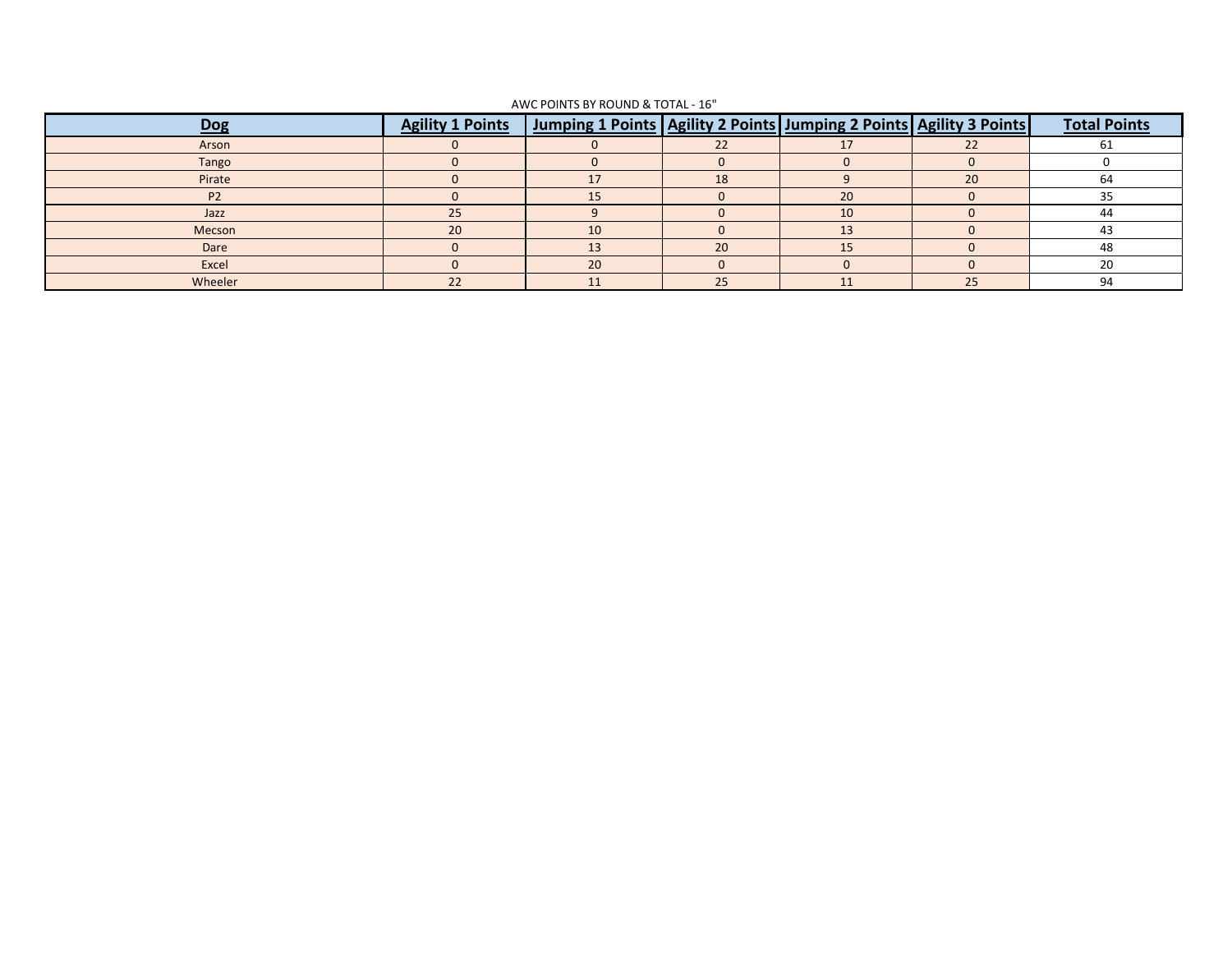AWC POINTS BY ROUND & TOTAL - 16"

| Dog | Agility 1 Points | Jumping 1 Points | Agility 2 Points | Jumping 2 Points | Agility 3 Points | Total Points |
|---|---|---|---|---|---|---|
| Arson | 0 | 0 | 22 | 17 | 22 | 61 |
| Tango | 0 | 0 | 0 | 0 | 0 | 0 |
| Pirate | 0 | 17 | 18 | 9 | 20 | 64 |
| P2 | 0 | 15 | 0 | 20 | 0 | 35 |
| Jazz | 25 | 9 | 0 | 10 | 0 | 44 |
| Mecson | 20 | 10 | 0 | 13 | 0 | 43 |
| Dare | 0 | 13 | 20 | 15 | 0 | 48 |
| Excel | 0 | 20 | 0 | 0 | 0 | 20 |
| Wheeler | 22 | 11 | 25 | 11 | 25 | 94 |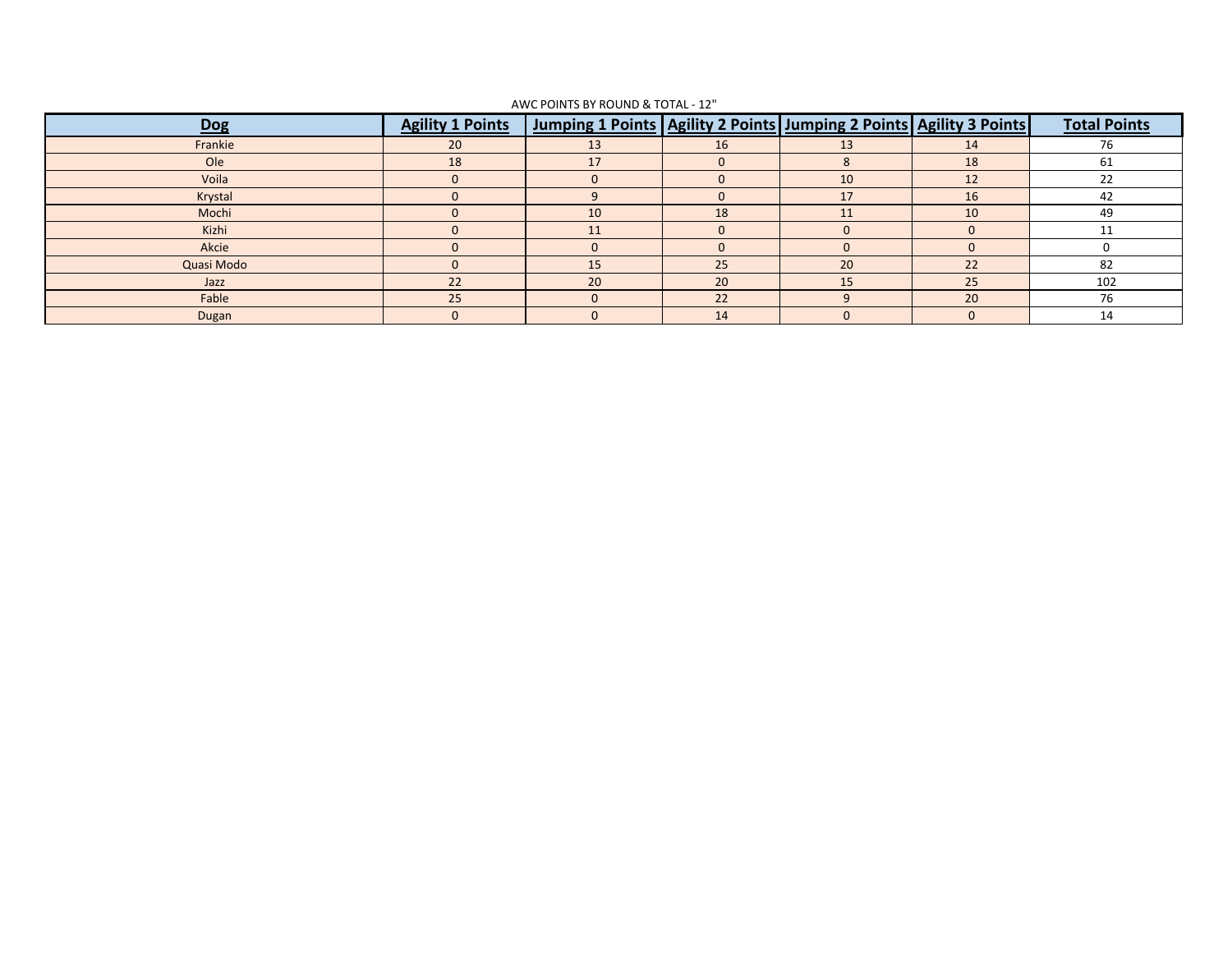AWC POINTS BY ROUND & TOTAL - 12"

| Dog | Agility 1 Points | Jumping 1 Points | Agility 2 Points | Jumping 2 Points | Agility 3 Points | Total Points |
|---|---|---|---|---|---|---|
| Frankie | 20 | 13 | 16 | 13 | 14 | 76 |
| Ole | 18 | 17 | 0 | 8 | 18 | 61 |
| Voila | 0 | 0 | 0 | 10 | 12 | 22 |
| Krystal | 0 | 9 | 0 | 17 | 16 | 42 |
| Mochi | 0 | 10 | 18 | 11 | 10 | 49 |
| Kizhi | 0 | 11 | 0 | 0 | 0 | 11 |
| Akcie | 0 | 0 | 0 | 0 | 0 | 0 |
| Quasi Modo | 0 | 15 | 25 | 20 | 22 | 82 |
| Jazz | 22 | 20 | 20 | 15 | 25 | 102 |
| Fable | 25 | 0 | 22 | 9 | 20 | 76 |
| Dugan | 0 | 0 | 14 | 0 | 0 | 14 |